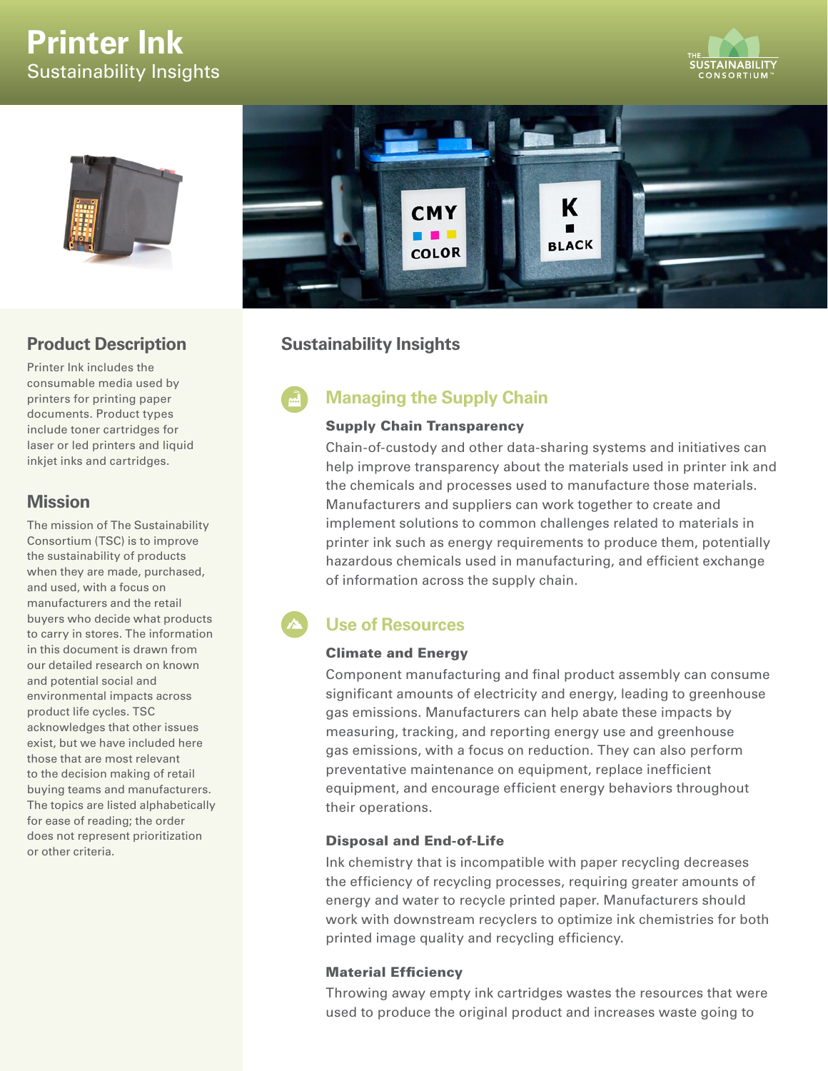# Printer Ink

Sustainability Insights

## Product Description

Printer Ink includes the consumable media used by printers for printing paper documents. Product types include toner cartridges for laser or led printers and liquid inkjet inks and cartridges.

## Mission

The mission of The Sustainability Consortium (TSC) is to improve the sustainability of products when they are made, purchased, and used, with a focus on manufacturers and the retail buyers who decide what products to carry in stores. The information in this document is drawn from our detailed research on known and potential social and environmental impacts across product life cycles. TSC acknowledges that other issues exist, but we have included here those that are most relevant to the decision making of retail buying teams and manufacturers. The topics are listed alphabetically for ease of reading; the order does not represent prioritization or other criteria.

## Sustainability Insights

### Managing the Supply Chain

#### Supply Chain Transparency

Chain-of-custody and other data-sharing systems and initiatives can help improve transparency about the materials used in printer ink and the chemicals and processes used to manufacture those materials. Manufacturers and suppliers can work together to create and implement solutions to common challenges related to materials in printer ink such as energy requirements to produce them, potentially hazardous chemicals used in manufacturing, and efficient exchange of information across the supply chain.

### Use of Resources

#### Climate and Energy

Component manufacturing and final product assembly can consume significant amounts of electricity and energy, leading to greenhouse gas emissions. Manufacturers can help abate these impacts by measuring, tracking, and reporting energy use and greenhouse gas emissions, with a focus on reduction. They can also perform preventative maintenance on equipment, replace inefficient equipment, and encourage efficient energy behaviors throughout their operations.

#### Disposal and End-of-Life

Ink chemistry that is incompatible with paper recycling decreases the efficiency of recycling processes, requiring greater amounts of energy and water to recycle printed paper. Manufacturers should work with downstream recyclers to optimize ink chemistries for both printed image quality and recycling efficiency.

#### Material Efficiency

Throwing away empty ink cartridges wastes the resources that were used to produce the original product and increases waste going to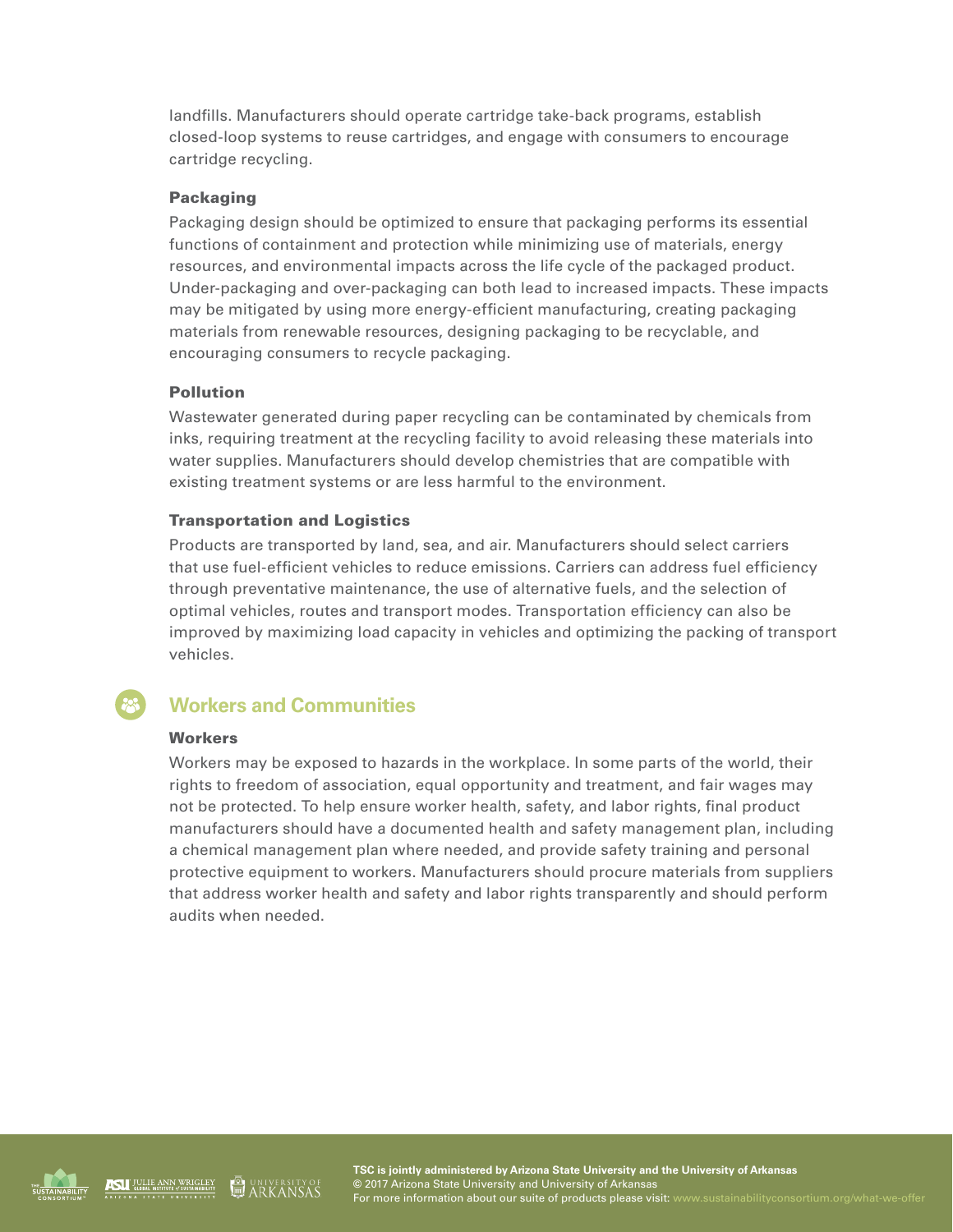landfills. Manufacturers should operate cartridge take-back programs, establish closed-loop systems to reuse cartridges, and engage with consumers to encourage cartridge recycling.

### Packaging

Packaging design should be optimized to ensure that packaging performs its essential functions of containment and protection while minimizing use of materials, energy resources, and environmental impacts across the life cycle of the packaged product. Under-packaging and over-packaging can both lead to increased impacts. These impacts may be mitigated by using more energy-efficient manufacturing, creating packaging materials from renewable resources, designing packaging to be recyclable, and encouraging consumers to recycle packaging.

### Pollution

Wastewater generated during paper recycling can be contaminated by chemicals from inks, requiring treatment at the recycling facility to avoid releasing these materials into water supplies. Manufacturers should develop chemistries that are compatible with existing treatment systems or are less harmful to the environment.

### Transportation and Logistics

Products are transported by land, sea, and air. Manufacturers should select carriers that use fuel-efficient vehicles to reduce emissions. Carriers can address fuel efficiency through preventative maintenance, the use of alternative fuels, and the selection of optimal vehicles, routes and transport modes. Transportation efficiency can also be improved by maximizing load capacity in vehicles and optimizing the packing of transport vehicles.

## Workers and Communities

### Workers

Workers may be exposed to hazards in the workplace. In some parts of the world, their rights to freedom of association, equal opportunity and treatment, and fair wages may not be protected. To help ensure worker health, safety, and labor rights, final product manufacturers should have a documented health and safety management plan, including a chemical management plan where needed, and provide safety training and personal protective equipment to workers. Manufacturers should procure materials from suppliers that address worker health and safety and labor rights transparently and should perform audits when needed.

**TSC is jointly administered by Arizona State University and the University of Arkansas**
© 2017 Arizona State University and University of Arkansas
For more information about our suite of products please visit: www.sustainabilityconsortium.org/what-we-offer